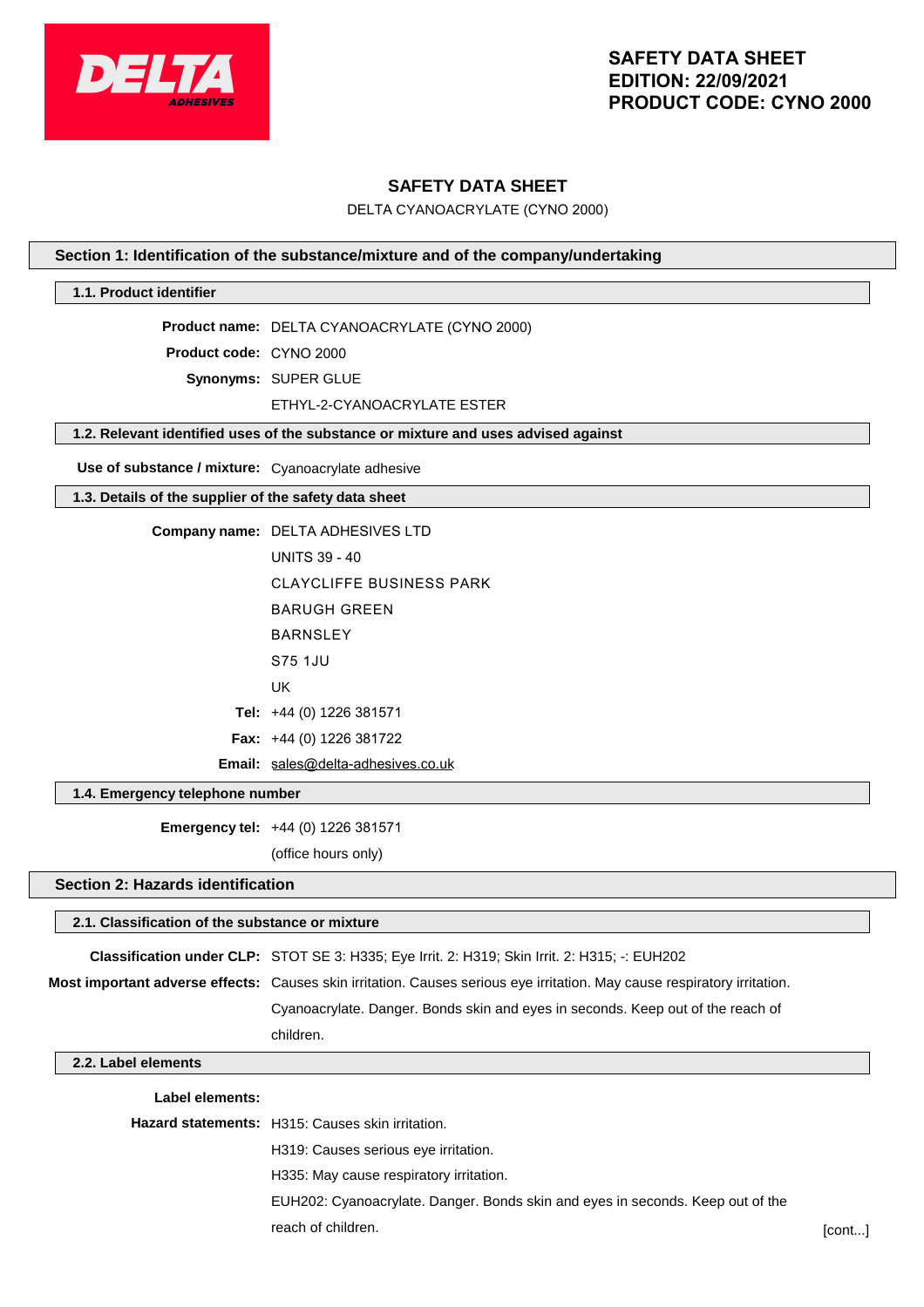# SAFETY DATA SHEET

DELTA CYANOACRYLATE (CYNO 2000)

## Section 1: Identification of the substance/mixture and of the company/undertaking

### 1.1. Product identifier

**Product name:** DELTA CYANOACRYLATE (CYNO 2000)

**Product code:** CYNO 2000

**Synonyms:** SUPER GLUE

ETHYL-2-CYANOACRYLATE ESTER

### 1.2. Relevant identified uses of the substance or mixture and uses advised against

**Use of substance / mixture:** Cyanoacrylate adhesive

### 1.3. Details of the supplier of the safety data sheet

**Company name:** DELTA ADHESIVES LTD

UNITS 39 - 40

CLAYCLIFFE BUSINESS PARK

BARUGH GREEN

BARNSLEY

S75 1JU

UK

**Tel:** +44 (0) 1226 381571

**Fax:** +44 (0) 1226 381722

**Email:** sales@delta-adhesives.co.uk

### 1.4. Emergency telephone number

**Emergency tel:** +44 (0) 1226 381571

(office hours only)

## Section 2: Hazards identification

### 2.1. Classification of the substance or mixture

**Classification under CLP:** STOT SE 3: H335; Eye Irrit. 2: H319; Skin Irrit. 2: H315; -: EUH202

**Most important adverse effects:** Causes skin irritation. Causes serious eye irritation. May cause respiratory irritation. Cyanoacrylate. Danger. Bonds skin and eyes in seconds. Keep out of the reach of children.

### 2.2. Label elements

**Label elements:**

**Hazard statements:** H315: Causes skin irritation.

H319: Causes serious eye irritation.

H335: May cause respiratory irritation.

EUH202: Cyanoacrylate. Danger. Bonds skin and eyes in seconds. Keep out of the reach of children.

[cont...]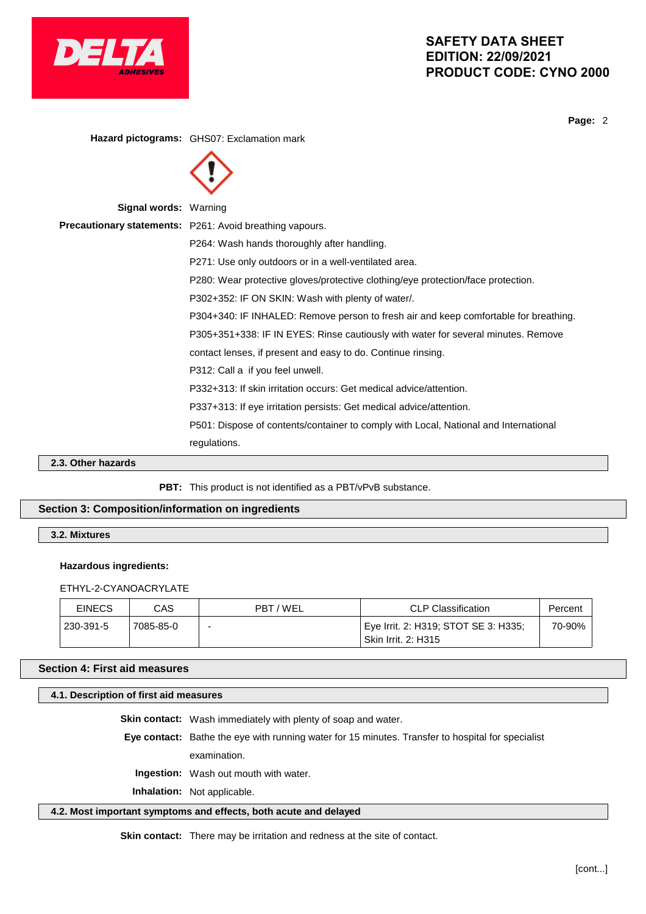**Hazard pictograms:** GHS07: Exclamation mark

**Signal words:** Warning

**Precautionary statements:** P261: Avoid breathing vapours.

P264: Wash hands thoroughly after handling.

P271: Use only outdoors or in a well-ventilated area.

P280: Wear protective gloves/protective clothing/eye protection/face protection.

P302+352: IF ON SKIN: Wash with plenty of water/.

P304+340: IF INHALED: Remove person to fresh air and keep comfortable for breathing.

P305+351+338: IF IN EYES: Rinse cautiously with water for several minutes. Remove contact lenses, if present and easy to do. Continue rinsing.

P312: Call a  if you feel unwell.

P332+313: If skin irritation occurs: Get medical advice/attention.

P337+313: If eye irritation persists: Get medical advice/attention.

P501: Dispose of contents/container to comply with Local, National and International regulations.

### 2.3. Other hazards

**PBT:** This product is not identified as a PBT/vPvB substance.

## Section 3: Composition/information on ingredients

### 3.2. Mixtures

**Hazardous ingredients:**

ETHYL-2-CYANOACRYLATE

| EINECS | CAS | PBT / WEL | CLP Classification | Percent |
|---|---|---|---|---|
| 230-391-5 | 7085-85-0 | - | Eye Irrit. 2: H319; STOT SE 3: H335; Skin Irrit. 2: H315 | 70-90% |

## Section 4: First aid measures

### 4.1. Description of first aid measures

**Skin contact:** Wash immediately with plenty of soap and water.

**Eye contact:** Bathe the eye with running water for 15 minutes. Transfer to hospital for specialist examination.

**Ingestion:** Wash out mouth with water.

**Inhalation:** Not applicable.

### 4.2. Most important symptoms and effects, both acute and delayed

**Skin contact:** There may be irritation and redness at the site of contact.

[cont...]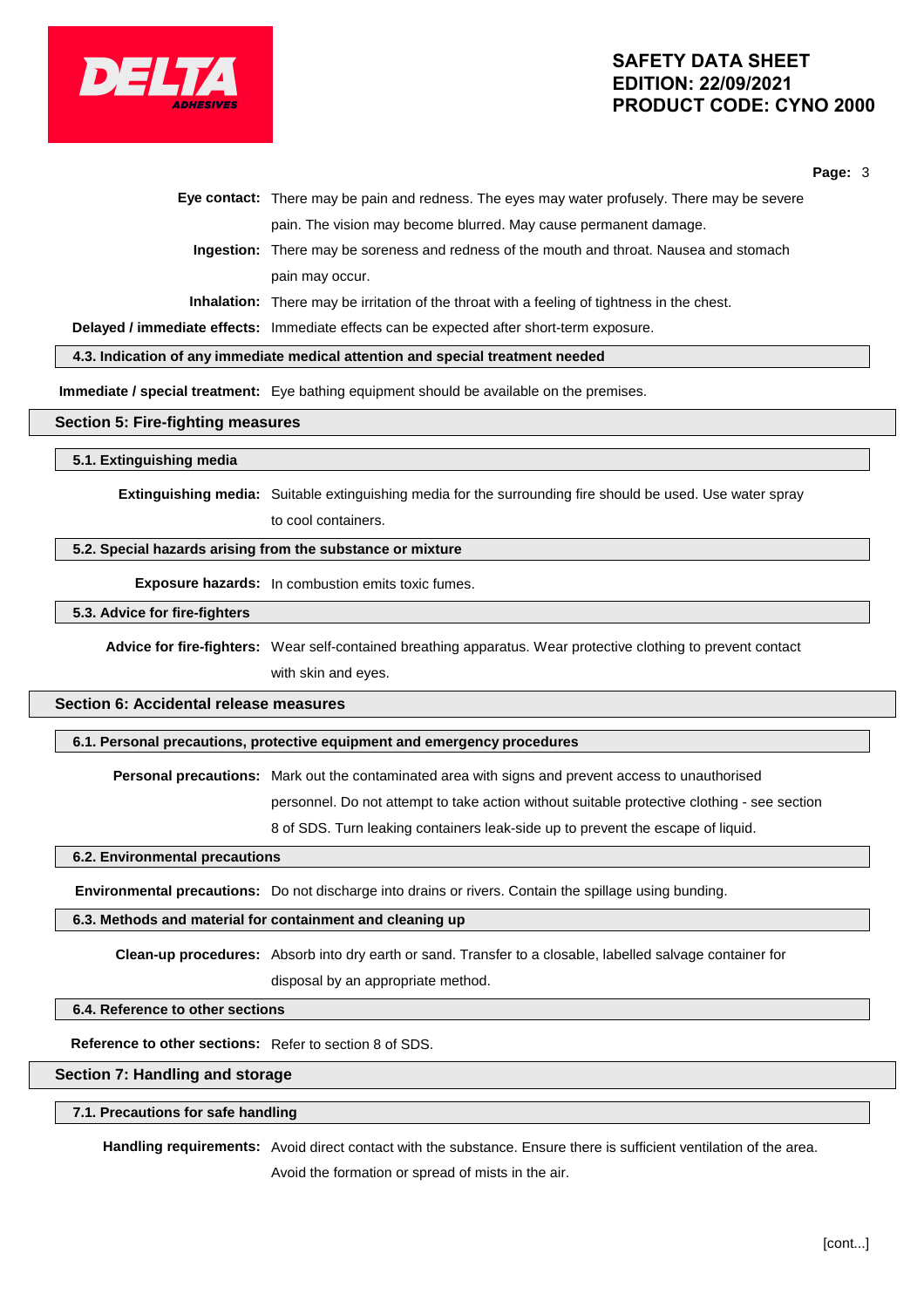**Eye contact:** There may be pain and redness. The eyes may water profusely. There may be severe pain. The vision may become blurred. May cause permanent damage.

**Ingestion:** There may be soreness and redness of the mouth and throat. Nausea and stomach pain may occur.

**Inhalation:** There may be irritation of the throat with a feeling of tightness in the chest.

**Delayed / immediate effects:** Immediate effects can be expected after short-term exposure.

### 4.3. Indication of any immediate medical attention and special treatment needed

**Immediate / special treatment:** Eye bathing equipment should be available on the premises.

## Section 5: Fire-fighting measures

### 5.1. Extinguishing media

**Extinguishing media:** Suitable extinguishing media for the surrounding fire should be used. Use water spray to cool containers.

### 5.2. Special hazards arising from the substance or mixture

**Exposure hazards:** In combustion emits toxic fumes.

### 5.3. Advice for fire-fighters

**Advice for fire-fighters:** Wear self-contained breathing apparatus. Wear protective clothing to prevent contact with skin and eyes.

## Section 6: Accidental release measures

### 6.1. Personal precautions, protective equipment and emergency procedures

**Personal precautions:** Mark out the contaminated area with signs and prevent access to unauthorised personnel. Do not attempt to take action without suitable protective clothing - see section 8 of SDS. Turn leaking containers leak-side up to prevent the escape of liquid.

### 6.2. Environmental precautions

**Environmental precautions:** Do not discharge into drains or rivers. Contain the spillage using bunding.

### 6.3. Methods and material for containment and cleaning up

**Clean-up procedures:** Absorb into dry earth or sand. Transfer to a closable, labelled salvage container for disposal by an appropriate method.

### 6.4. Reference to other sections

**Reference to other sections:** Refer to section 8 of SDS.

## Section 7: Handling and storage

### 7.1. Precautions for safe handling

**Handling requirements:** Avoid direct contact with the substance. Ensure there is sufficient ventilation of the area. Avoid the formation or spread of mists in the air.

[cont...]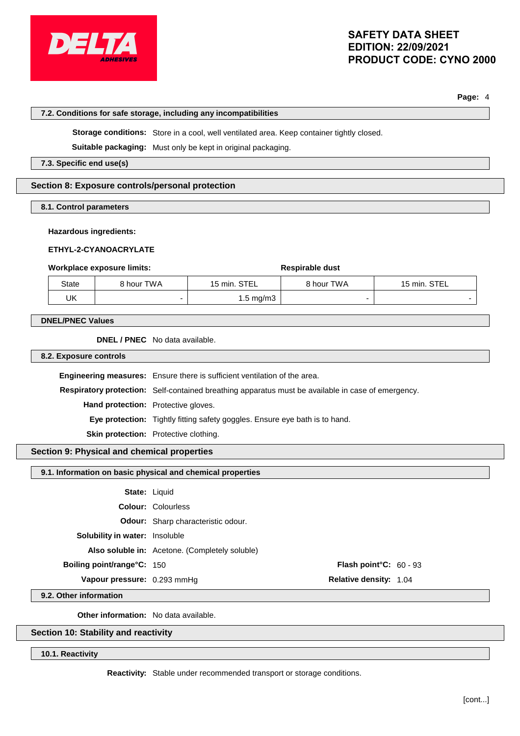### 7.2. Conditions for safe storage, including any incompatibilities

**Storage conditions:** Store in a cool, well ventilated area. Keep container tightly closed.

**Suitable packaging:** Must only be kept in original packaging.

### 7.3. Specific end use(s)

## Section 8: Exposure controls/personal protection

### 8.1. Control parameters

**Hazardous ingredients:**

**ETHYL-2-CYANOACRYLATE**

| **Workplace exposure limits:** | | | **Respirable dust** | |
|---|---|---|---|---|
| State | 8 hour TWA | 15 min. STEL | 8 hour TWA | 15 min. STEL |
| UK | - | 1.5 mg/m3 | - | - |

### DNEL/PNEC Values

**DNEL / PNEC** No data available.

### 8.2. Exposure controls

**Engineering measures:** Ensure there is sufficient ventilation of the area.

**Respiratory protection:** Self-contained breathing apparatus must be available in case of emergency.

**Hand protection:** Protective gloves.

**Eye protection:** Tightly fitting safety goggles. Ensure eye bath is to hand.

**Skin protection:** Protective clothing.

## Section 9: Physical and chemical properties

### 9.1. Information on basic physical and chemical properties

**State:** Liquid

**Colour:** Colourless

**Odour:** Sharp characteristic odour.

**Solubility in water:** Insoluble

**Also soluble in:** Acetone. (Completely soluble)

**Boiling point/range°C:** 150

**Flash point°C:** 60 - 93

**Vapour pressure:** 0.293 mmHg

**Relative density:** 1.04

### 9.2. Other information

**Other information:** No data available.

## Section 10: Stability and reactivity

### 10.1. Reactivity

**Reactivity:** Stable under recommended transport or storage conditions.

[cont...]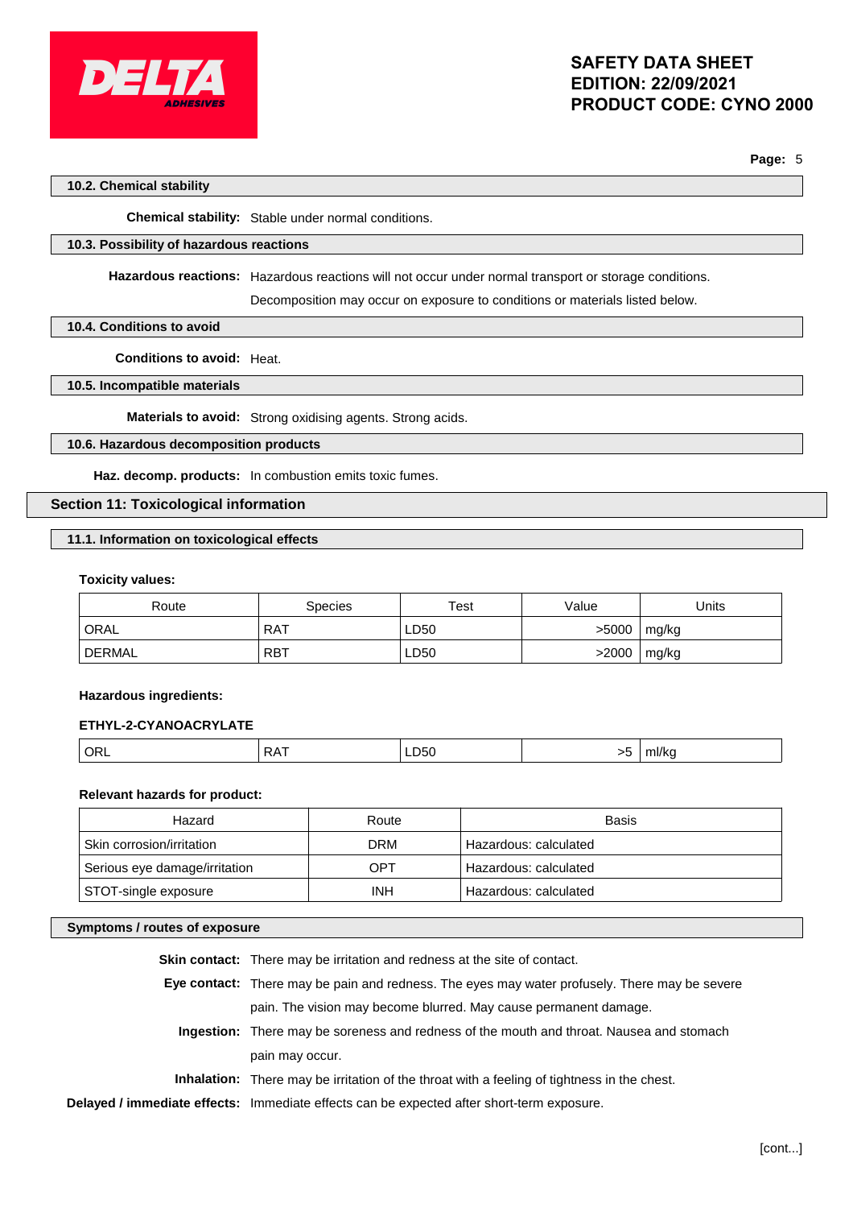### 10.2. Chemical stability

**Chemical stability:** Stable under normal conditions.

### 10.3. Possibility of hazardous reactions

**Hazardous reactions:** Hazardous reactions will not occur under normal transport or storage conditions.

Decomposition may occur on exposure to conditions or materials listed below.

### 10.4. Conditions to avoid

**Conditions to avoid:** Heat.

### 10.5. Incompatible materials

**Materials to avoid:** Strong oxidising agents. Strong acids.

### 10.6. Hazardous decomposition products

**Haz. decomp. products:** In combustion emits toxic fumes.

## Section 11: Toxicological information

### 11.1. Information on toxicological effects

**Toxicity values:**

| Route | Species | Test | Value | Units |
|---|---|---|---|---|
| ORAL | RAT | LD50 | >5000 | mg/kg |
| DERMAL | RBT | LD50 | >2000 | mg/kg |

**Hazardous ingredients:**

**ETHYL-2-CYANOACRYLATE**

| | | | | |
|---|---|---|---|---|
| ORL | RAT | LD50 | >5 | ml/kg |

**Relevant hazards for product:**

| Hazard | Route | Basis |
|---|---|---|
| Skin corrosion/irritation | DRM | Hazardous: calculated |
| Serious eye damage/irritation | OPT | Hazardous: calculated |
| STOT-single exposure | INH | Hazardous: calculated |

### Symptoms / routes of exposure

**Skin contact:** There may be irritation and redness at the site of contact.

**Eye contact:** There may be pain and redness. The eyes may water profusely. There may be severe pain. The vision may become blurred. May cause permanent damage.

**Ingestion:** There may be soreness and redness of the mouth and throat. Nausea and stomach pain may occur.

**Inhalation:** There may be irritation of the throat with a feeling of tightness in the chest.

**Delayed / immediate effects:** Immediate effects can be expected after short-term exposure.

[cont...]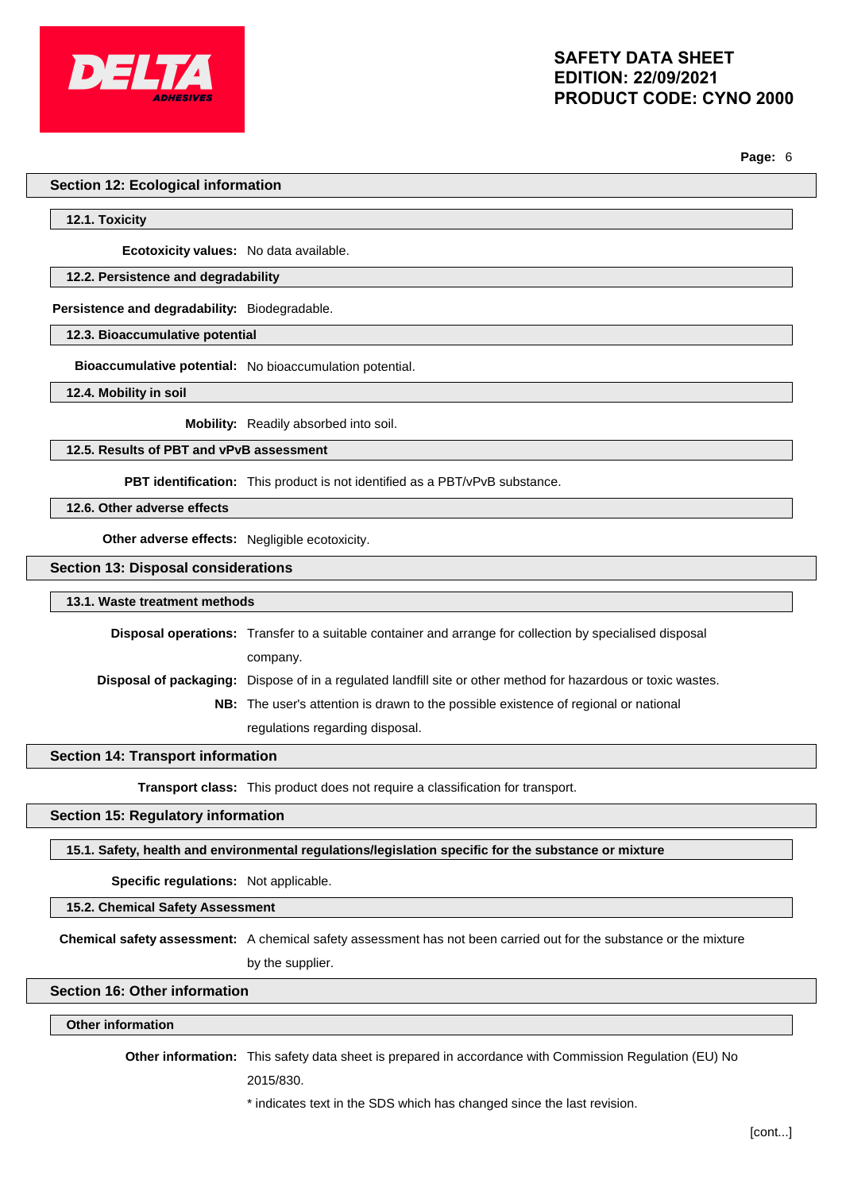## Section 12: Ecological information

### 12.1. Toxicity

**Ecotoxicity values:** No data available.

### 12.2. Persistence and degradability

**Persistence and degradability:** Biodegradable.

### 12.3. Bioaccumulative potential

**Bioaccumulative potential:** No bioaccumulation potential.

### 12.4. Mobility in soil

**Mobility:** Readily absorbed into soil.

### 12.5. Results of PBT and vPvB assessment

**PBT identification:** This product is not identified as a PBT/vPvB substance.

### 12.6. Other adverse effects

**Other adverse effects:** Negligible ecotoxicity.

## Section 13: Disposal considerations

### 13.1. Waste treatment methods

**Disposal operations:** Transfer to a suitable container and arrange for collection by specialised disposal company.

**Disposal of packaging:** Dispose of in a regulated landfill site or other method for hazardous or toxic wastes.

**NB:** The user's attention is drawn to the possible existence of regional or national regulations regarding disposal.

## Section 14: Transport information

**Transport class:** This product does not require a classification for transport.

## Section 15: Regulatory information

### 15.1. Safety, health and environmental regulations/legislation specific for the substance or mixture

**Specific regulations:** Not applicable.

### 15.2. Chemical Safety Assessment

**Chemical safety assessment:** A chemical safety assessment has not been carried out for the substance or the mixture by the supplier.

## Section 16: Other information

### Other information

**Other information:** This safety data sheet is prepared in accordance with Commission Regulation (EU) No 2015/830.

* indicates text in the SDS which has changed since the last revision.

[cont...]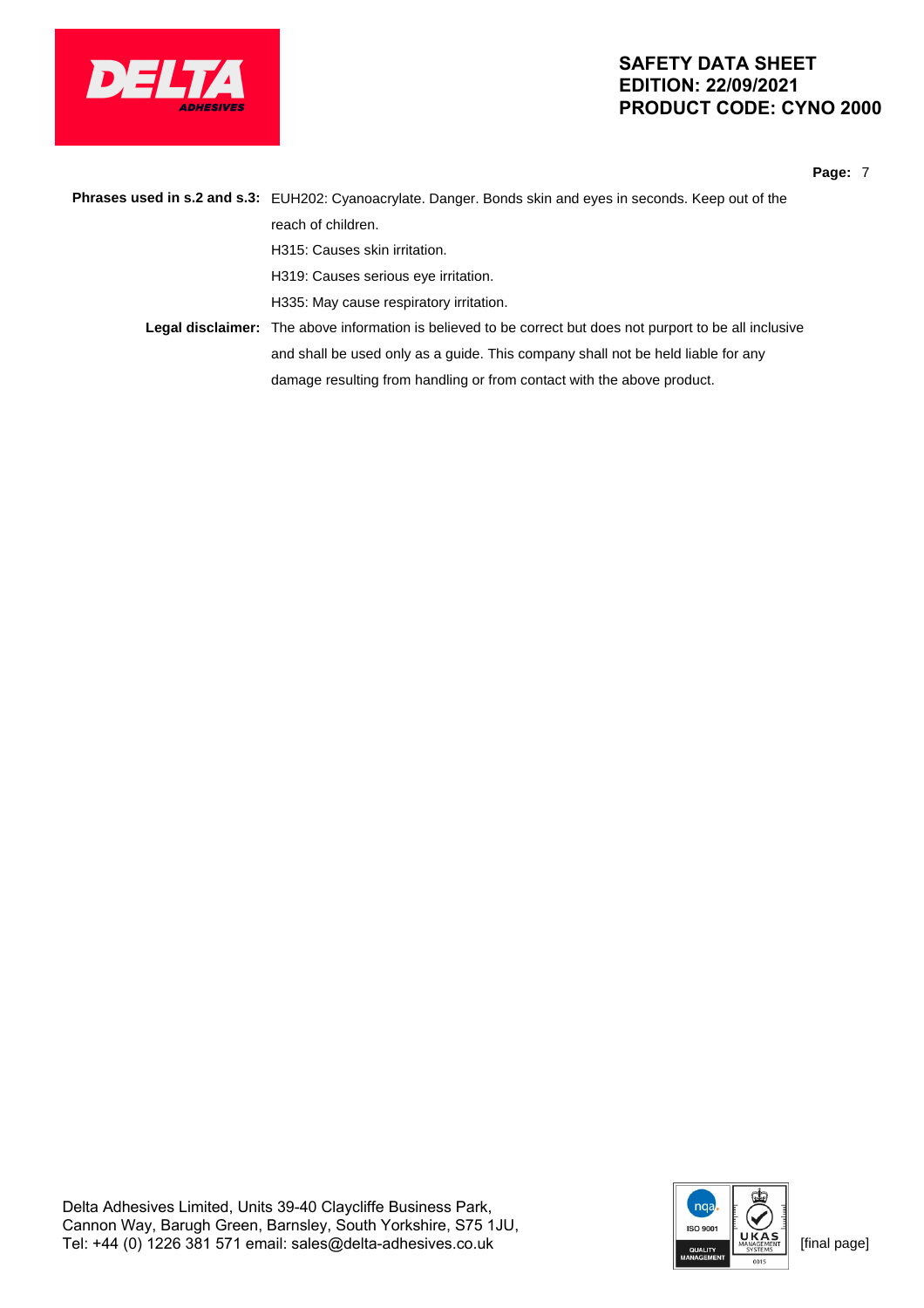**Phrases used in s.2 and s.3:** EUH202: Cyanoacrylate. Danger. Bonds skin and eyes in seconds. Keep out of the reach of children.

H315: Causes skin irritation.

H319: Causes serious eye irritation.

H335: May cause respiratory irritation.

**Legal disclaimer:** The above information is believed to be correct but does not purport to be all inclusive and shall be used only as a guide. This company shall not be held liable for any damage resulting from handling or from contact with the above product.

[final page]